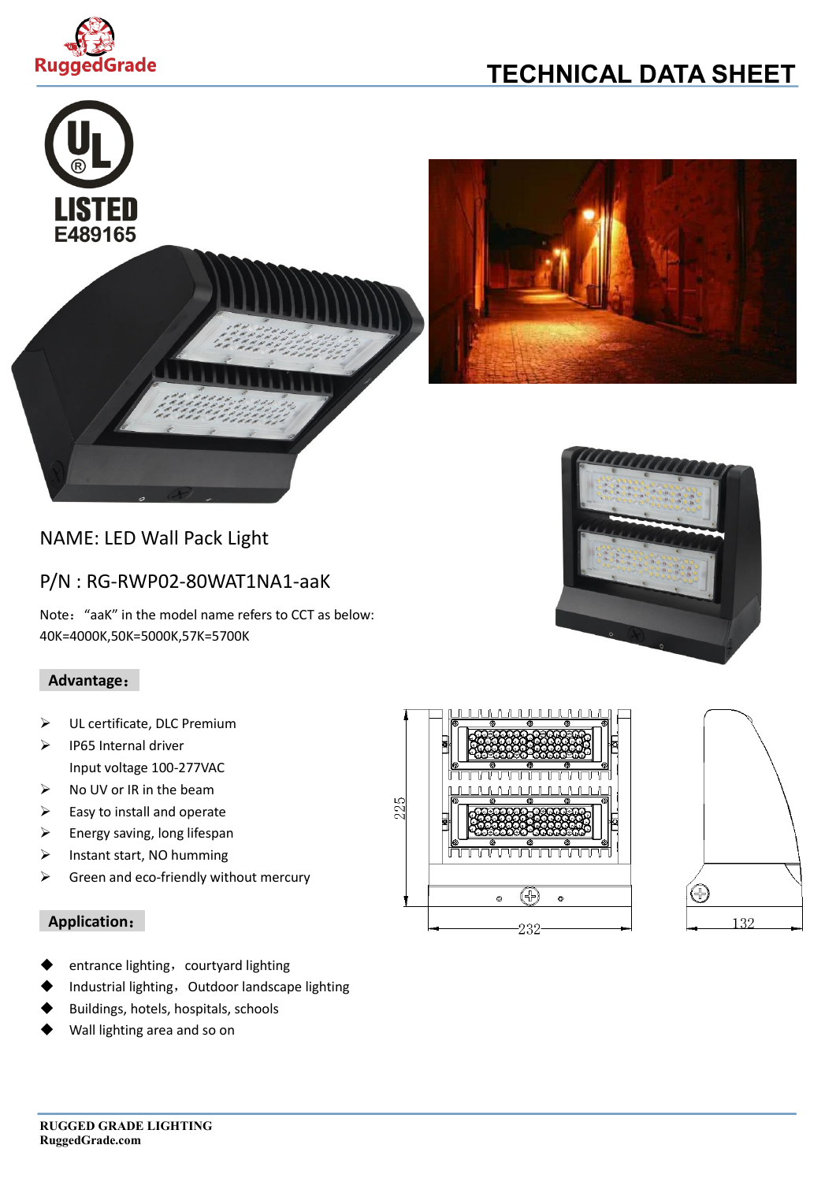# TECHNICAL DATA SHEET

UL LISTED
E489165

NAME: LED Wall Pack Light

P/N : RG-RWP02-80WAT1NA1-aaK

Note：“aaK” in the model name refers to CCT as below:
40K=4000K,50K=5000K,57K=5700K

**Advantage：**

- UL certificate, DLC Premium
- IP65 Internal driver
  Input voltage 100-277VAC
- No UV or IR in the beam
- Easy to install and operate
- Energy saving, long lifespan
- Instant start, NO humming
- Green and eco-friendly without mercury

**Application：**

- entrance lighting，courtyard lighting
- Industrial lighting，Outdoor landscape lighting
- Buildings, hotels, hospitals, schools
- Wall lighting area and so on

225

232

132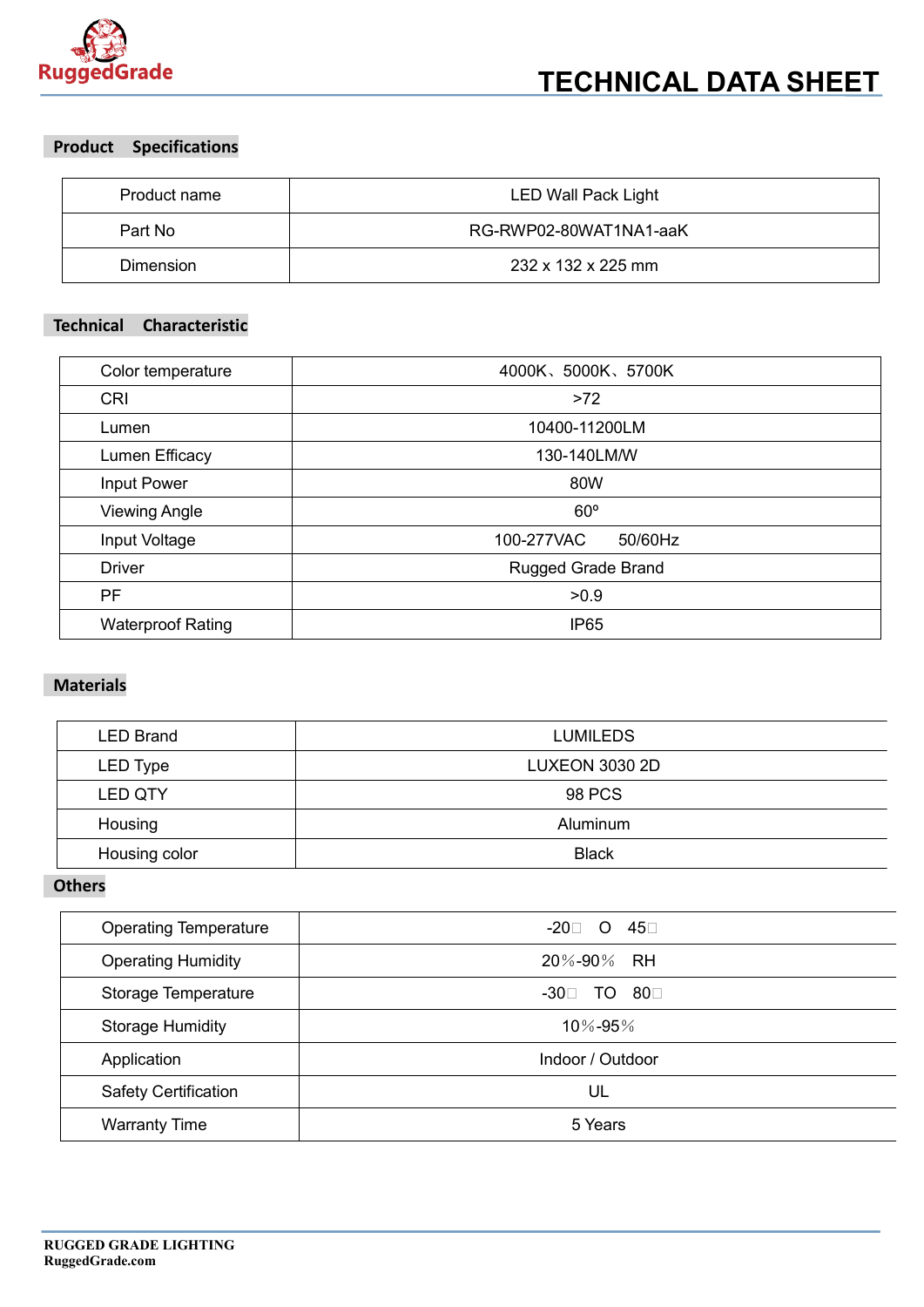# TECHNICAL DATA SHEET

## Product Specifications

| Product name | LED Wall Pack Light |
|---|---|
| Part No | RG-RWP02-80WAT1NA1-aaK |
| Dimension | 232 x 132 x 225 mm |

## Technical Characteristic

| Color temperature | 4000K、5000K、5700K |
|---|---|
| CRI | >72 |
| Lumen | 10400-11200LM |
| Lumen Efficacy | 130-140LM/W |
| Input Power | 80W |
| Viewing Angle | 60º |
| Input Voltage | 100-277VAC 50/60Hz |
| Driver | Rugged Grade Brand |
| PF | >0.9 |
| Waterproof Rating | IP65 |

## Materials

| LED Brand | LUMILEDS |
|---|---|
| LED Type | LUXEON 3030 2D |
| LED QTY | 98 PCS |
| Housing | Aluminum |
| Housing color | Black |

## Others

| Operating Temperature | -20□ O 45□ |
|---|---|
| Operating Humidity | 20%-90% RH |
| Storage Temperature | -30□ TO 80□ |
| Storage Humidity | 10%-95% |
| Application | Indoor / Outdoor |
| Safety Certification | UL |
| Warranty Time | 5 Years |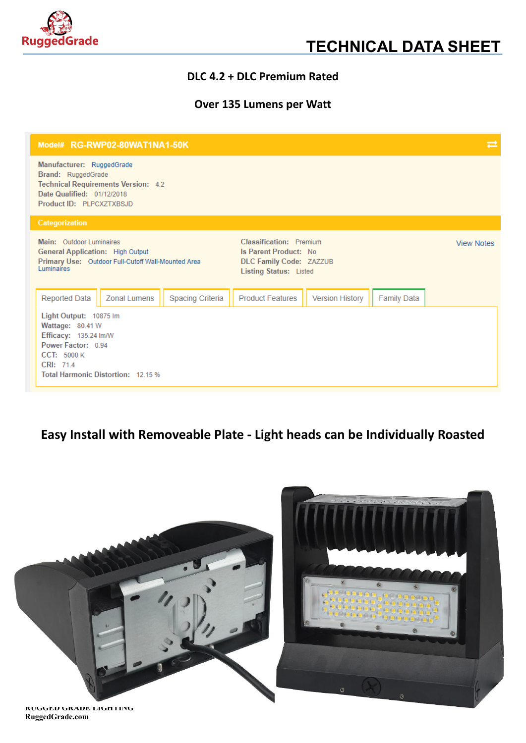# TECHNICAL DATA SHEET

**DLC 4.2 + DLC Premium Rated**

**Over 135 Lumens per Watt**

**Model# RG-RWP02-80WAT1NA1-50K**

**Manufacturer:** RuggedGrade
**Brand:** RuggedGrade
**Technical Requirements Version:** 4.2
**Date Qualified:** 01/12/2018
**Product ID:** PLPCXZTXBSJD

**Categorization**

**Main:** Outdoor Luminaires
**General Application:** High Output
**Primary Use:** Outdoor Full-Cutoff Wall-Mounted Area Luminaires

**Classification:** Premium
**Is Parent Product:** No
**DLC Family Code:** ZAZZUB
**Listing Status:** Listed

View Notes

Reported Data | Zonal Lumens | Spacing Criteria | Product Features | Version History | Family Data

**Light Output:** 10875 lm
**Wattage:** 80.41 W
**Efficacy:** 135.24 lm/W
**Power Factor:** 0.94
**CCT:** 5000 K
**CRI:** 71.4
**Total Harmonic Distortion:** 12.15 %

## Easy Install with Removeable Plate - Light heads can be Individually Roasted

**RUGGED GRADE LIGHTING**
**RuggedGrade.com**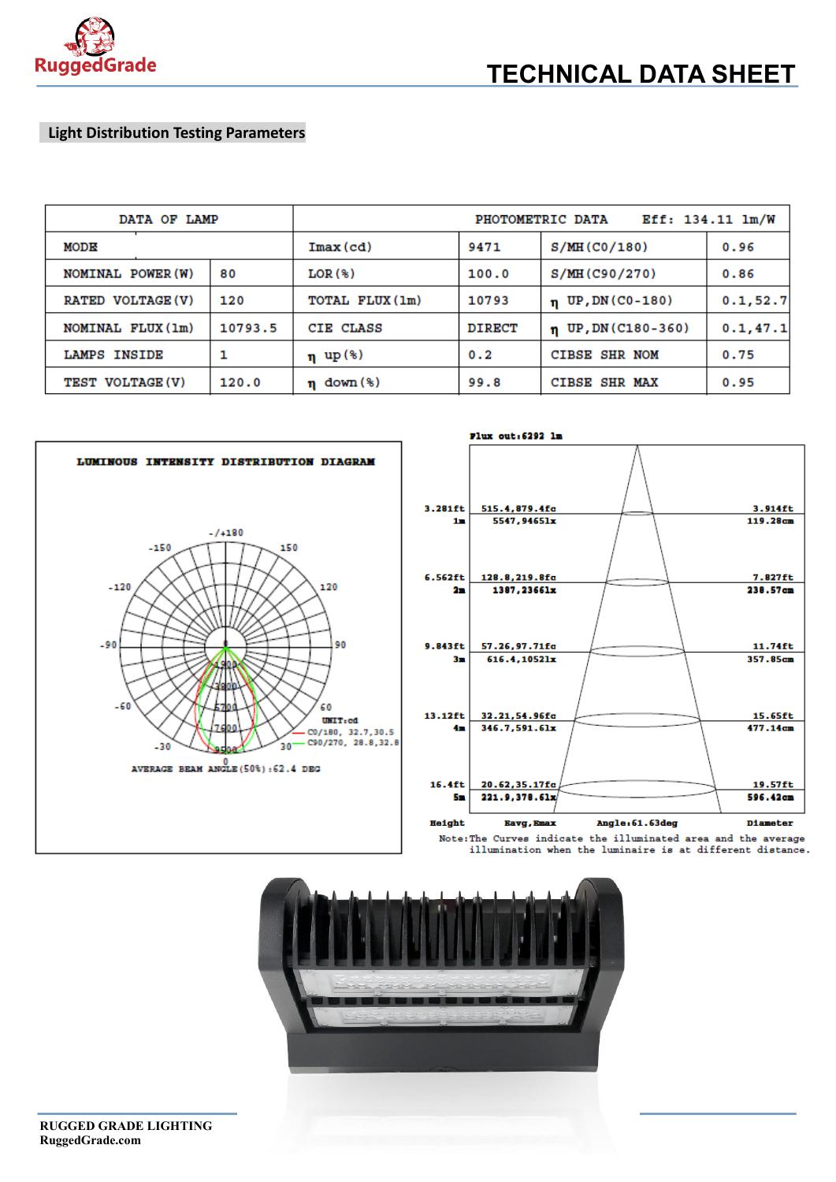## Light Distribution Testing Parameters

| DATA OF LAMP | | PHOTOMETRIC DATA Eff: 134.11 lm/W | | | |
|---|---|---|---|---|---|
| MODE | | Imax(cd) | 9471 | S/MH(C0/180) | 0.96 |
| NOMINAL POWER(W) | 80 | LOR(%) | 100.0 | S/MH(C90/270) | 0.86 |
| RATED VOLTAGE(V) | 120 | TOTAL FLUX(lm) | 10793 | η UP,DN(C0-180) | 0.1,52.7 |
| NOMINAL FLUX(lm) | 10793.5 | CIE CLASS | DIRECT | η UP,DN(C180-360) | 0.1,47.1 |
| LAMPS INSIDE | 1 | η up(%) | 0.2 | CIBSE SHR NOM | 0.75 |
| TEST VOLTAGE(V) | 120.0 | η down(%) | 99.8 | CIBSE SHR MAX | 0.95 |

**LUMINOUS INTENSITY DISTRIBUTION DIAGRAM**

UNIT:cd

C0/180, 32.7,30.5

C90/270, 28.8,32.8

AVERAGE BEAM ANGLE(50%):62.4 DEG

Flux out:6292 lm

| Height | Eavg,Emax | Diameter |
|---|---|---|
| 3.281ft 1m | 515.4,879.4fc 5547,9465lx | 3.914ft 119.28cm |
| 6.562ft 2m | 128.8,219.8fc 1387,2366lx | 7.827ft 238.57cm |
| 9.843ft 3m | 57.26,97.71fc 616.4,1052lx | 11.74ft 357.85cm |
| 13.12ft 4m | 32.21,54.96fc 346.7,591.6lx | 15.65ft 477.14cm |
| 16.4ft 5m | 20.62,35.17fc 221.9,378.6lx | 19.57ft 596.42cm |

Angle:61.63deg

Note:The Curves indicate the illuminated area and the average illumination when the luminaire is at different distance.

RUGGED GRADE LIGHTING
RuggedGrade.com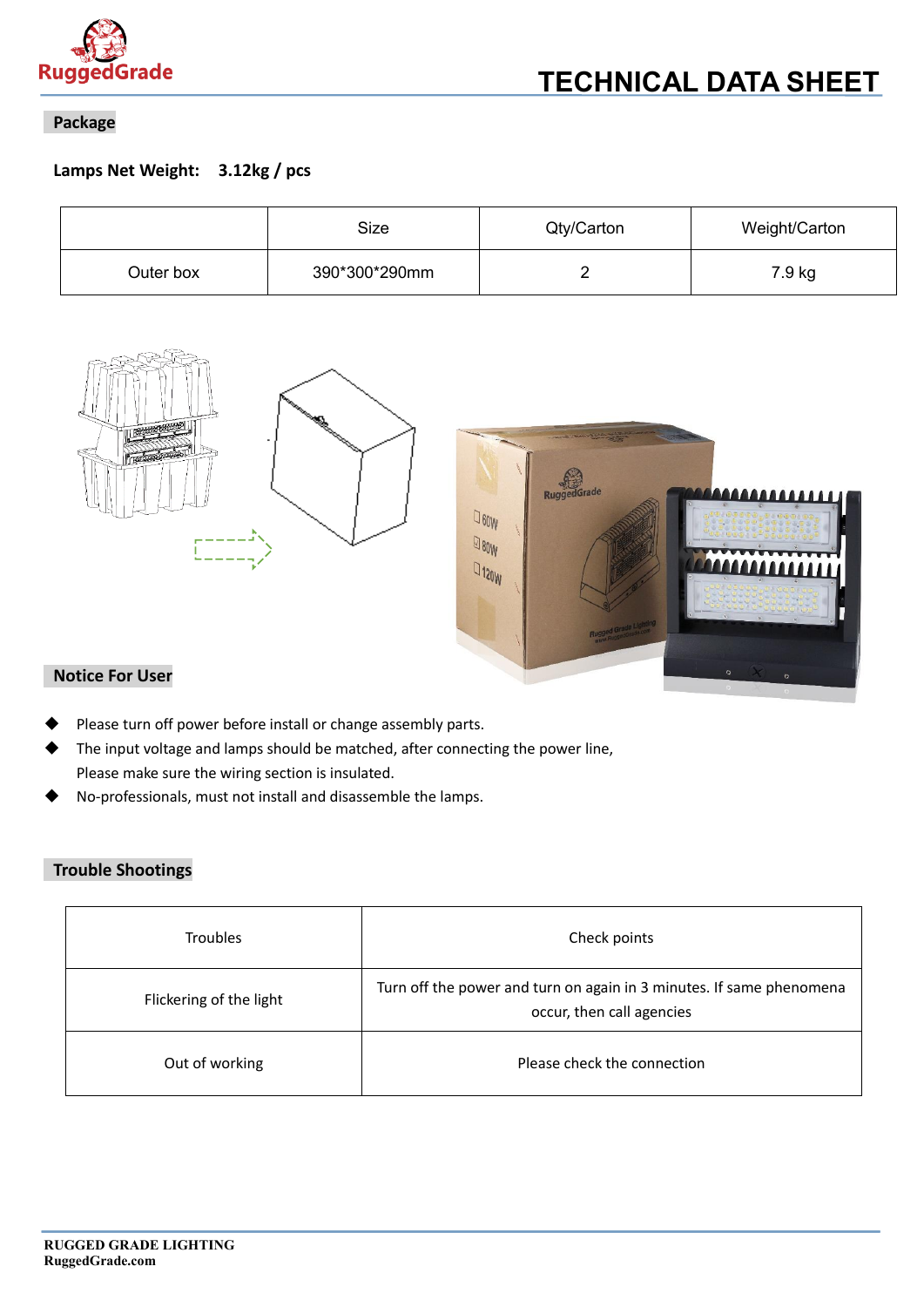## Package

**Lamps Net Weight: 3.12kg / pcs**

| | Size | Qty/Carton | Weight/Carton |
|---|---|---|---|
| Outer box | 390*300*290mm | 2 | 7.9 kg |

## Notice For User

- Please turn off power before install or change assembly parts.
- The input voltage and lamps should be matched, after connecting the power line, Please make sure the wiring section is insulated.
- No-professionals, must not install and disassemble the lamps.

## Trouble Shootings

| Troubles | Check points |
|---|---|
| Flickering of the light | Turn off the power and turn on again in 3 minutes. If same phenomena occur, then call agencies |
| Out of working | Please check the connection |